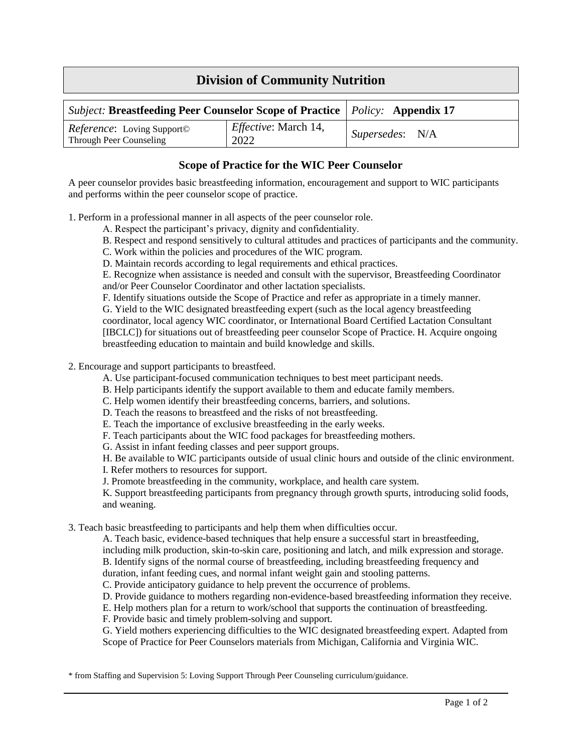# Division of Community Nutrition

| *Subject:* **Breastfeeding Peer Counselor Scope of Practice** | | *Policy:* **Appendix 17** |
|---|---|---|
| *Reference*: Loving Support© Through Peer Counseling | *Effective*: March 14, 2022 | *Supersedes*: N/A |

## Scope of Practice for the WIC Peer Counselor

A peer counselor provides basic breastfeeding information, encouragement and support to WIC participants and performs within the peer counselor scope of practice.

1. Perform in a professional manner in all aspects of the peer counselor role.
   A. Respect the participant's privacy, dignity and confidentiality.
   B. Respect and respond sensitively to cultural attitudes and practices of participants and the community.
   C. Work within the policies and procedures of the WIC program.
   D. Maintain records according to legal requirements and ethical practices.
   E. Recognize when assistance is needed and consult with the supervisor, Breastfeeding Coordinator and/or Peer Counselor Coordinator and other lactation specialists.
   F. Identify situations outside the Scope of Practice and refer as appropriate in a timely manner.
   G. Yield to the WIC designated breastfeeding expert (such as the local agency breastfeeding coordinator, local agency WIC coordinator, or International Board Certified Lactation Consultant [IBCLC]) for situations out of breastfeeding peer counselor Scope of Practice. H. Acquire ongoing breastfeeding education to maintain and build knowledge and skills.

2. Encourage and support participants to breastfeed.
   A. Use participant-focused communication techniques to best meet participant needs.
   B. Help participants identify the support available to them and educate family members.
   C. Help women identify their breastfeeding concerns, barriers, and solutions.
   D. Teach the reasons to breastfeed and the risks of not breastfeeding.
   E. Teach the importance of exclusive breastfeeding in the early weeks.
   F. Teach participants about the WIC food packages for breastfeeding mothers.
   G. Assist in infant feeding classes and peer support groups.
   H. Be available to WIC participants outside of usual clinic hours and outside of the clinic environment.
   I. Refer mothers to resources for support.
   J. Promote breastfeeding in the community, workplace, and health care system.
   K. Support breastfeeding participants from pregnancy through growth spurts, introducing solid foods, and weaning.

3. Teach basic breastfeeding to participants and help them when difficulties occur.
   A. Teach basic, evidence-based techniques that help ensure a successful start in breastfeeding, including milk production, skin-to-skin care, positioning and latch, and milk expression and storage.
   B. Identify signs of the normal course of breastfeeding, including breastfeeding frequency and duration, infant feeding cues, and normal infant weight gain and stooling patterns.
   C. Provide anticipatory guidance to help prevent the occurrence of problems.
   D. Provide guidance to mothers regarding non-evidence-based breastfeeding information they receive.
   E. Help mothers plan for a return to work/school that supports the continuation of breastfeeding.
   F. Provide basic and timely problem-solving and support.
   G. Yield mothers experiencing difficulties to the WIC designated breastfeeding expert. Adapted from Scope of Practice for Peer Counselors materials from Michigan, California and Virginia WIC.

\* from Staffing and Supervision 5: Loving Support Through Peer Counseling curriculum/guidance.